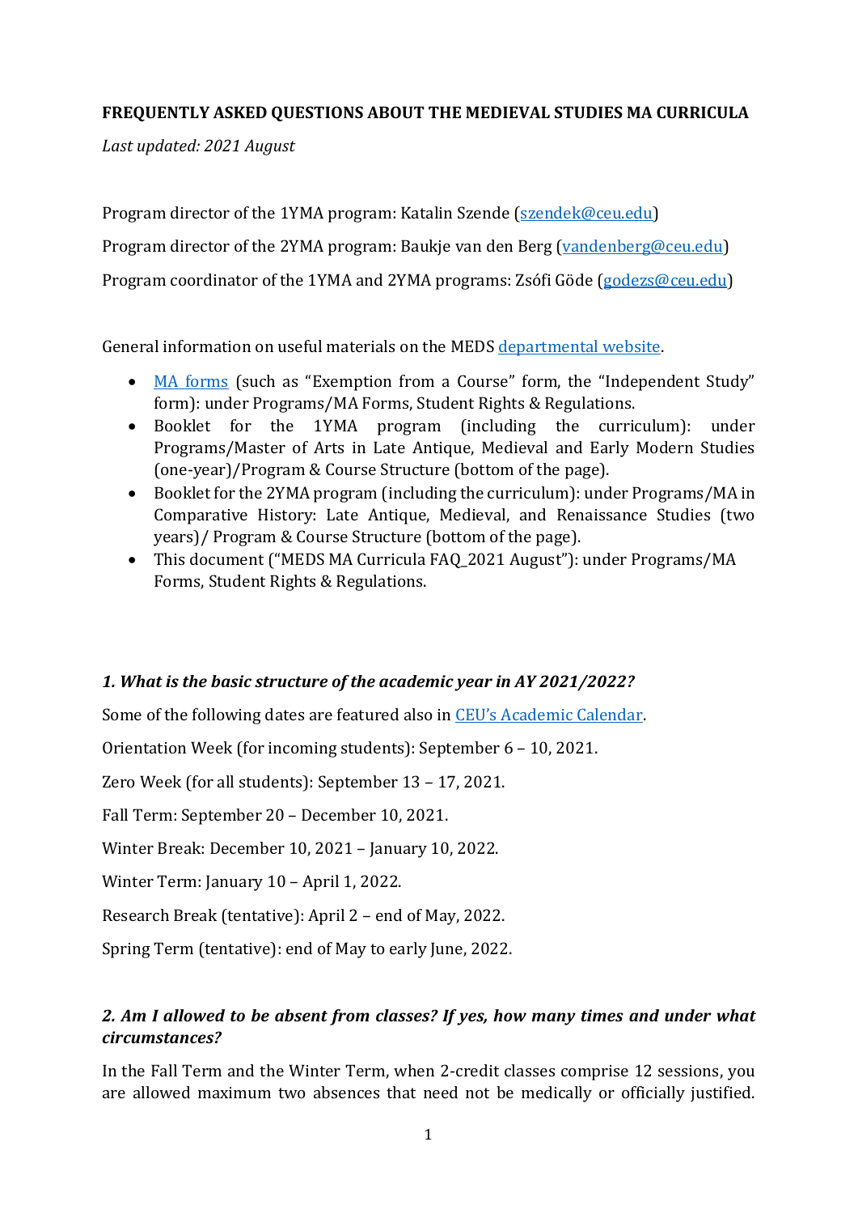**FREQUENTLY ASKED QUESTIONS ABOUT THE MEDIEVAL STUDIES MA CURRICULA**

*Last updated: 2021 August*

Program director of the 1YMA program: Katalin Szende (szendek@ceu.edu)

Program director of the 2YMA program: Baukje van den Berg (vandenberg@ceu.edu)

Program coordinator of the 1YMA and 2YMA programs: Zsófi Göde (godezs@ceu.edu)

General information on useful materials on the MEDS departmental website.

- MA forms (such as "Exemption from a Course" form, the "Independent Study" form): under Programs/MA Forms, Student Rights & Regulations.
- Booklet for the 1YMA program (including the curriculum): under Programs/Master of Arts in Late Antique, Medieval and Early Modern Studies (one-year)/Program & Course Structure (bottom of the page).
- Booklet for the 2YMA program (including the curriculum): under Programs/MA in Comparative History: Late Antique, Medieval, and Renaissance Studies (two years)/ Program & Course Structure (bottom of the page).
- This document ("MEDS MA Curricula FAQ_2021 August"): under Programs/MA Forms, Student Rights & Regulations.

### *1. What is the basic structure of the academic year in AY 2021/2022?*

Some of the following dates are featured also in CEU's Academic Calendar.

Orientation Week (for incoming students): September 6 – 10, 2021.

Zero Week (for all students): September 13 – 17, 2021.

Fall Term: September 20 – December 10, 2021.

Winter Break: December 10, 2021 – January 10, 2022.

Winter Term: January 10 – April 1, 2022.

Research Break (tentative): April 2 – end of May, 2022.

Spring Term (tentative): end of May to early June, 2022.

### *2. Am I allowed to be absent from classes? If yes, how many times and under what circumstances?*

In the Fall Term and the Winter Term, when 2-credit classes comprise 12 sessions, you are allowed maximum two absences that need not be medically or officially justified.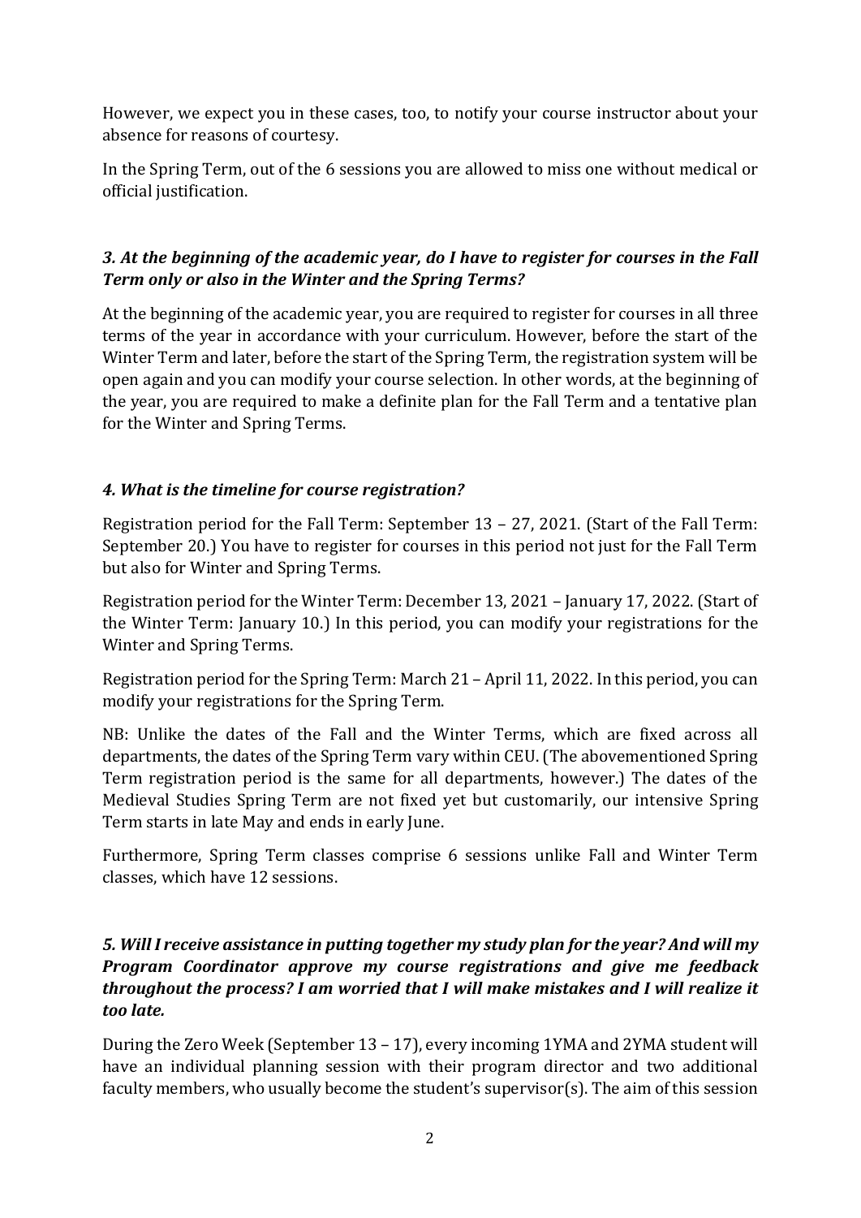However, we expect you in these cases, too, to notify your course instructor about your absence for reasons of courtesy.

In the Spring Term, out of the 6 sessions you are allowed to miss one without medical or official justification.

### *3. At the beginning of the academic year, do I have to register for courses in the Fall Term only or also in the Winter and the Spring Terms?*

At the beginning of the academic year, you are required to register for courses in all three terms of the year in accordance with your curriculum. However, before the start of the Winter Term and later, before the start of the Spring Term, the registration system will be open again and you can modify your course selection. In other words, at the beginning of the year, you are required to make a definite plan for the Fall Term and a tentative plan for the Winter and Spring Terms.

### *4. What is the timeline for course registration?*

Registration period for the Fall Term: September 13 – 27, 2021. (Start of the Fall Term: September 20.) You have to register for courses in this period not just for the Fall Term but also for Winter and Spring Terms.

Registration period for the Winter Term: December 13, 2021 – January 17, 2022. (Start of the Winter Term: January 10.) In this period, you can modify your registrations for the Winter and Spring Terms.

Registration period for the Spring Term: March 21 – April 11, 2022. In this period, you can modify your registrations for the Spring Term.

NB: Unlike the dates of the Fall and the Winter Terms, which are fixed across all departments, the dates of the Spring Term vary within CEU. (The abovementioned Spring Term registration period is the same for all departments, however.) The dates of the Medieval Studies Spring Term are not fixed yet but customarily, our intensive Spring Term starts in late May and ends in early June.

Furthermore, Spring Term classes comprise 6 sessions unlike Fall and Winter Term classes, which have 12 sessions.

### *5. Will I receive assistance in putting together my study plan for the year? And will my Program Coordinator approve my course registrations and give me feedback throughout the process? I am worried that I will make mistakes and I will realize it too late.*

During the Zero Week (September 13 – 17), every incoming 1YMA and 2YMA student will have an individual planning session with their program director and two additional faculty members, who usually become the student's supervisor(s). The aim of this session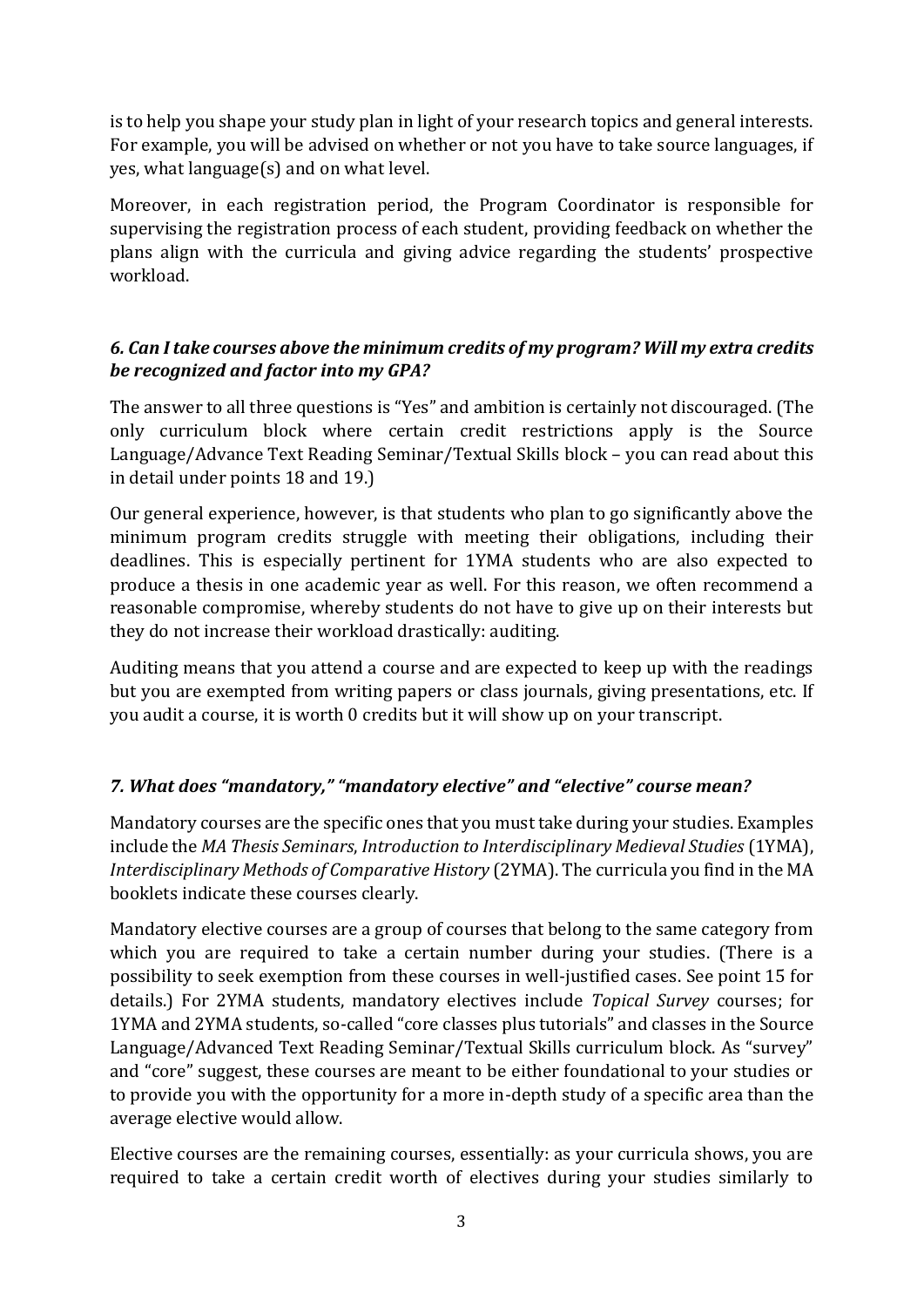is to help you shape your study plan in light of your research topics and general interests. For example, you will be advised on whether or not you have to take source languages, if yes, what language(s) and on what level.

Moreover, in each registration period, the Program Coordinator is responsible for supervising the registration process of each student, providing feedback on whether the plans align with the curricula and giving advice regarding the students' prospective workload.

### *6. Can I take courses above the minimum credits of my program? Will my extra credits be recognized and factor into my GPA?*

The answer to all three questions is "Yes" and ambition is certainly not discouraged. (The only curriculum block where certain credit restrictions apply is the Source Language/Advance Text Reading Seminar/Textual Skills block – you can read about this in detail under points 18 and 19.)

Our general experience, however, is that students who plan to go significantly above the minimum program credits struggle with meeting their obligations, including their deadlines. This is especially pertinent for 1YMA students who are also expected to produce a thesis in one academic year as well. For this reason, we often recommend a reasonable compromise, whereby students do not have to give up on their interests but they do not increase their workload drastically: auditing.

Auditing means that you attend a course and are expected to keep up with the readings but you are exempted from writing papers or class journals, giving presentations, etc. If you audit a course, it is worth 0 credits but it will show up on your transcript.

### *7. What does "mandatory," "mandatory elective" and "elective" course mean?*

Mandatory courses are the specific ones that you must take during your studies. Examples include the *MA Thesis Seminars*, *Introduction to Interdisciplinary Medieval Studies* (1YMA), *Interdisciplinary Methods of Comparative History* (2YMA). The curricula you find in the MA booklets indicate these courses clearly.

Mandatory elective courses are a group of courses that belong to the same category from which you are required to take a certain number during your studies. (There is a possibility to seek exemption from these courses in well-justified cases. See point 15 for details.) For 2YMA students, mandatory electives include *Topical Survey* courses; for 1YMA and 2YMA students, so-called "core classes plus tutorials" and classes in the Source Language/Advanced Text Reading Seminar/Textual Skills curriculum block. As "survey" and "core" suggest, these courses are meant to be either foundational to your studies or to provide you with the opportunity for a more in-depth study of a specific area than the average elective would allow.

Elective courses are the remaining courses, essentially: as your curricula shows, you are required to take a certain credit worth of electives during your studies similarly to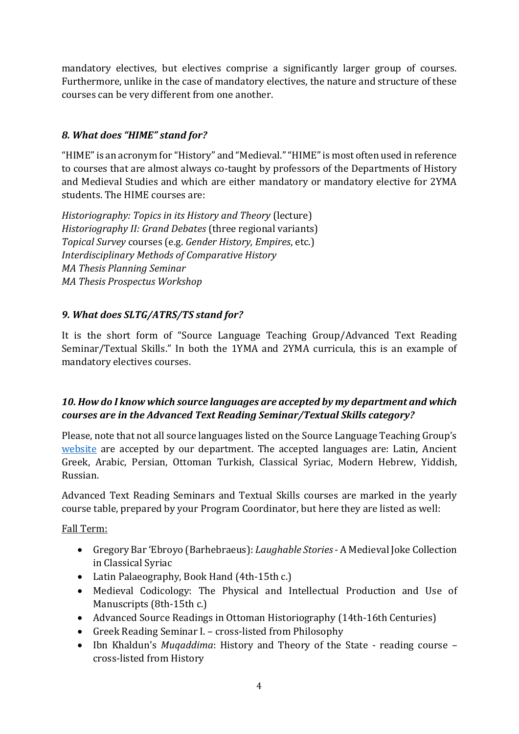mandatory electives, but electives comprise a significantly larger group of courses. Furthermore, unlike in the case of mandatory electives, the nature and structure of these courses can be very different from one another.

### *8. What does "HIME" stand for?*

"HIME" is an acronym for "History" and "Medieval." "HIME" is most often used in reference to courses that are almost always co-taught by professors of the Departments of History and Medieval Studies and which are either mandatory or mandatory elective for 2YMA students. The HIME courses are:

*Historiography: Topics in its History and Theory* (lecture)
*Historiography II: Grand Debates* (three regional variants)
*Topical Survey* courses (e.g. *Gender History, Empires*, etc.)
*Interdisciplinary Methods of Comparative History*
*MA Thesis Planning Seminar*
*MA Thesis Prospectus Workshop*

### *9. What does SLTG/ATRS/TS stand for?*

It is the short form of "Source Language Teaching Group/Advanced Text Reading Seminar/Textual Skills." In both the 1YMA and 2YMA curricula, this is an example of mandatory electives courses.

### *10. How do I know which source languages are accepted by my department and which courses are in the Advanced Text Reading Seminar/Textual Skills category?*

Please, note that not all source languages listed on the Source Language Teaching Group's website are accepted by our department. The accepted languages are: Latin, Ancient Greek, Arabic, Persian, Ottoman Turkish, Classical Syriac, Modern Hebrew, Yiddish, Russian.

Advanced Text Reading Seminars and Textual Skills courses are marked in the yearly course table, prepared by your Program Coordinator, but here they are listed as well:

<u>Fall Term:</u>

- Gregory Bar 'Ebroyo (Barhebraeus): *Laughable Stories* - A Medieval Joke Collection in Classical Syriac
- Latin Palaeography, Book Hand (4th-15th c.)
- Medieval Codicology: The Physical and Intellectual Production and Use of Manuscripts (8th-15th c.)
- Advanced Source Readings in Ottoman Historiography (14th-16th Centuries)
- Greek Reading Seminar I. – cross-listed from Philosophy
- Ibn Khaldun's *Muqaddima*: History and Theory of the State - reading course – cross-listed from History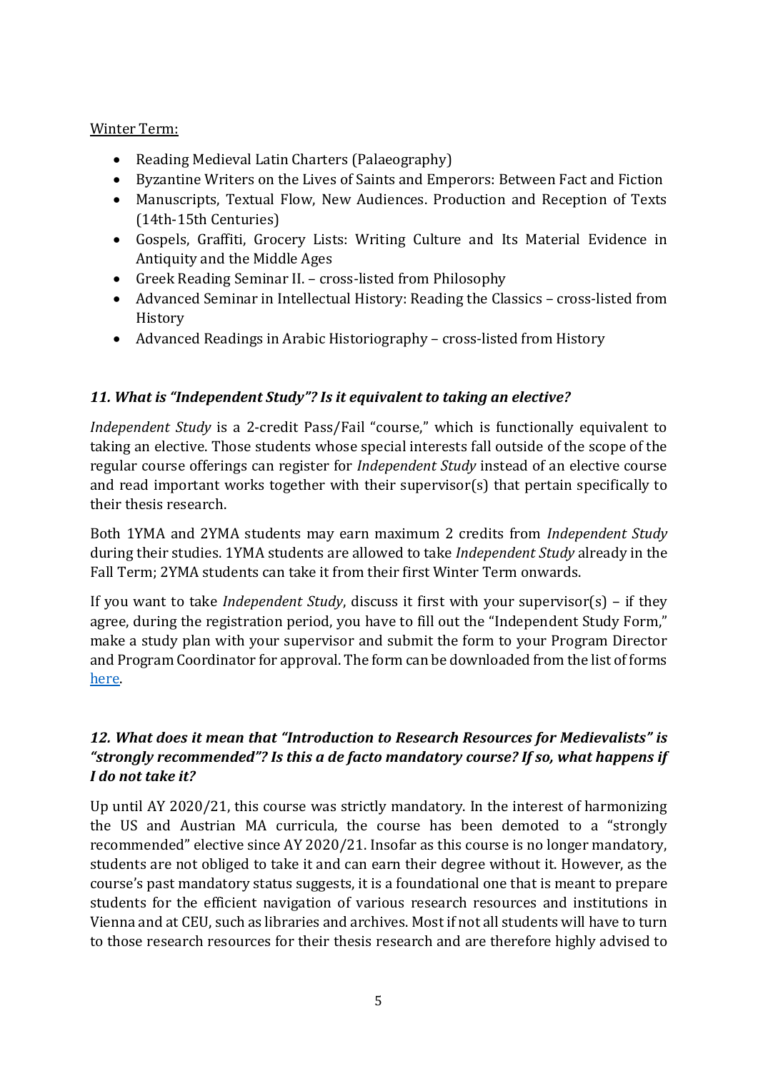Winter Term:

- Reading Medieval Latin Charters (Palaeography)
- Byzantine Writers on the Lives of Saints and Emperors: Between Fact and Fiction
- Manuscripts, Textual Flow, New Audiences. Production and Reception of Texts (14th-15th Centuries)
- Gospels, Graffiti, Grocery Lists: Writing Culture and Its Material Evidence in Antiquity and the Middle Ages
- Greek Reading Seminar II. – cross-listed from Philosophy
- Advanced Seminar in Intellectual History: Reading the Classics – cross-listed from History
- Advanced Readings in Arabic Historiography – cross-listed from History

### *11. What is "Independent Study"? Is it equivalent to taking an elective?*

*Independent Study* is a 2-credit Pass/Fail "course," which is functionally equivalent to taking an elective. Those students whose special interests fall outside of the scope of the regular course offerings can register for *Independent Study* instead of an elective course and read important works together with their supervisor(s) that pertain specifically to their thesis research.

Both 1YMA and 2YMA students may earn maximum 2 credits from *Independent Study* during their studies. 1YMA students are allowed to take *Independent Study* already in the Fall Term; 2YMA students can take it from their first Winter Term onwards.

If you want to take *Independent Study*, discuss it first with your supervisor(s) – if they agree, during the registration period, you have to fill out the "Independent Study Form," make a study plan with your supervisor and submit the form to your Program Director and Program Coordinator for approval. The form can be downloaded from the list of forms here.

### *12. What does it mean that "Introduction to Research Resources for Medievalists" is "strongly recommended"? Is this a de facto mandatory course? If so, what happens if I do not take it?*

Up until AY 2020/21, this course was strictly mandatory. In the interest of harmonizing the US and Austrian MA curricula, the course has been demoted to a "strongly recommended" elective since AY 2020/21. Insofar as this course is no longer mandatory, students are not obliged to take it and can earn their degree without it. However, as the course's past mandatory status suggests, it is a foundational one that is meant to prepare students for the efficient navigation of various research resources and institutions in Vienna and at CEU, such as libraries and archives. Most if not all students will have to turn to those research resources for their thesis research and are therefore highly advised to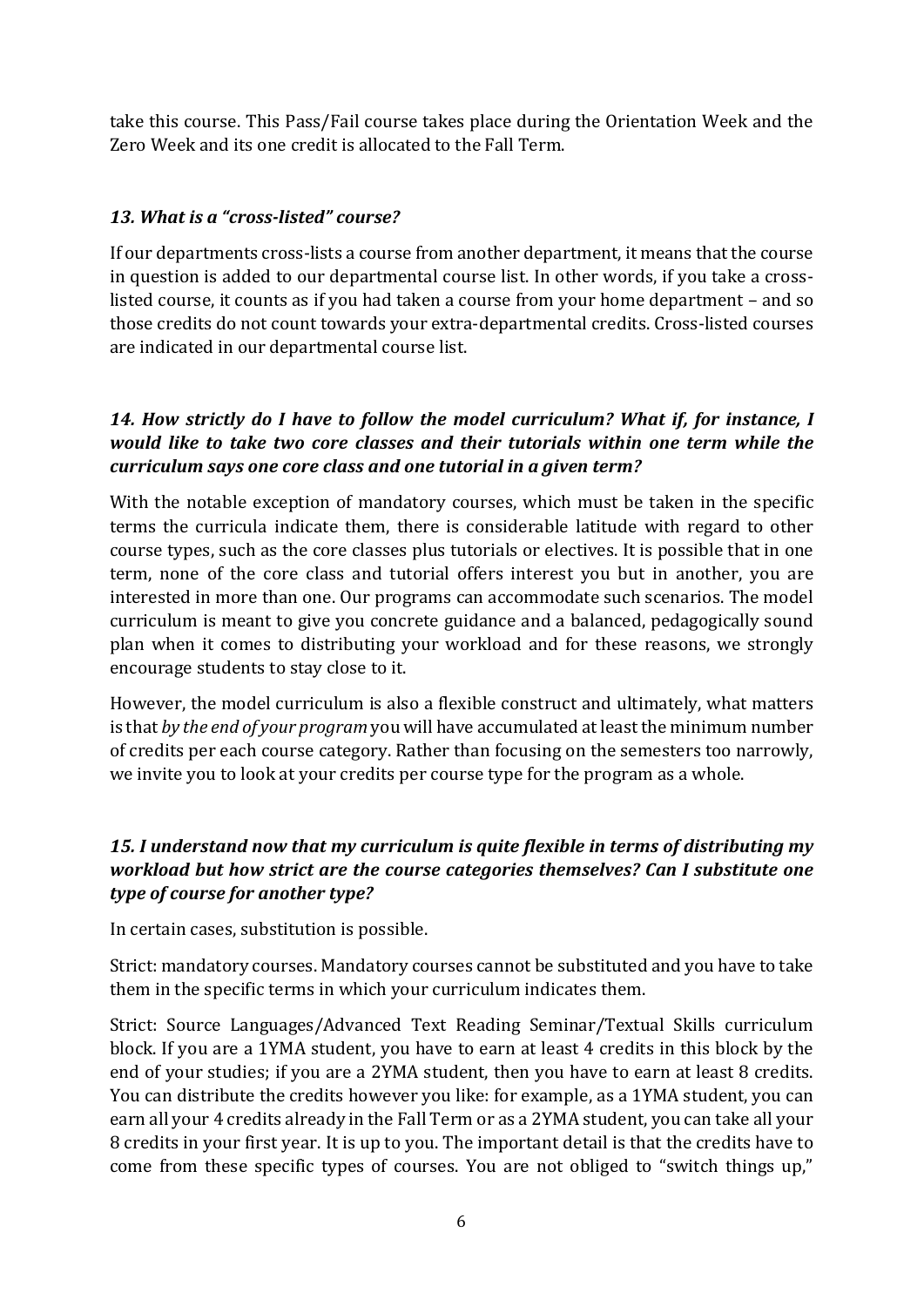take this course. This Pass/Fail course takes place during the Orientation Week and the Zero Week and its one credit is allocated to the Fall Term.

### *13. What is a "cross-listed" course?*

If our departments cross-lists a course from another department, it means that the course in question is added to our departmental course list. In other words, if you take a cross-listed course, it counts as if you had taken a course from your home department – and so those credits do not count towards your extra-departmental credits. Cross-listed courses are indicated in our departmental course list.

### *14. How strictly do I have to follow the model curriculum? What if, for instance, I would like to take two core classes and their tutorials within one term while the curriculum says one core class and one tutorial in a given term?*

With the notable exception of mandatory courses, which must be taken in the specific terms the curricula indicate them, there is considerable latitude with regard to other course types, such as the core classes plus tutorials or electives. It is possible that in one term, none of the core class and tutorial offers interest you but in another, you are interested in more than one. Our programs can accommodate such scenarios. The model curriculum is meant to give you concrete guidance and a balanced, pedagogically sound plan when it comes to distributing your workload and for these reasons, we strongly encourage students to stay close to it.

However, the model curriculum is also a flexible construct and ultimately, what matters is that *by the end of your program* you will have accumulated at least the minimum number of credits per each course category. Rather than focusing on the semesters too narrowly, we invite you to look at your credits per course type for the program as a whole.

### *15. I understand now that my curriculum is quite flexible in terms of distributing my workload but how strict are the course categories themselves? Can I substitute one type of course for another type?*

In certain cases, substitution is possible.

Strict: mandatory courses. Mandatory courses cannot be substituted and you have to take them in the specific terms in which your curriculum indicates them.

Strict: Source Languages/Advanced Text Reading Seminar/Textual Skills curriculum block. If you are a 1YMA student, you have to earn at least 4 credits in this block by the end of your studies; if you are a 2YMA student, then you have to earn at least 8 credits. You can distribute the credits however you like: for example, as a 1YMA student, you can earn all your 4 credits already in the Fall Term or as a 2YMA student, you can take all your 8 credits in your first year. It is up to you. The important detail is that the credits have to come from these specific types of courses. You are not obliged to "switch things up,"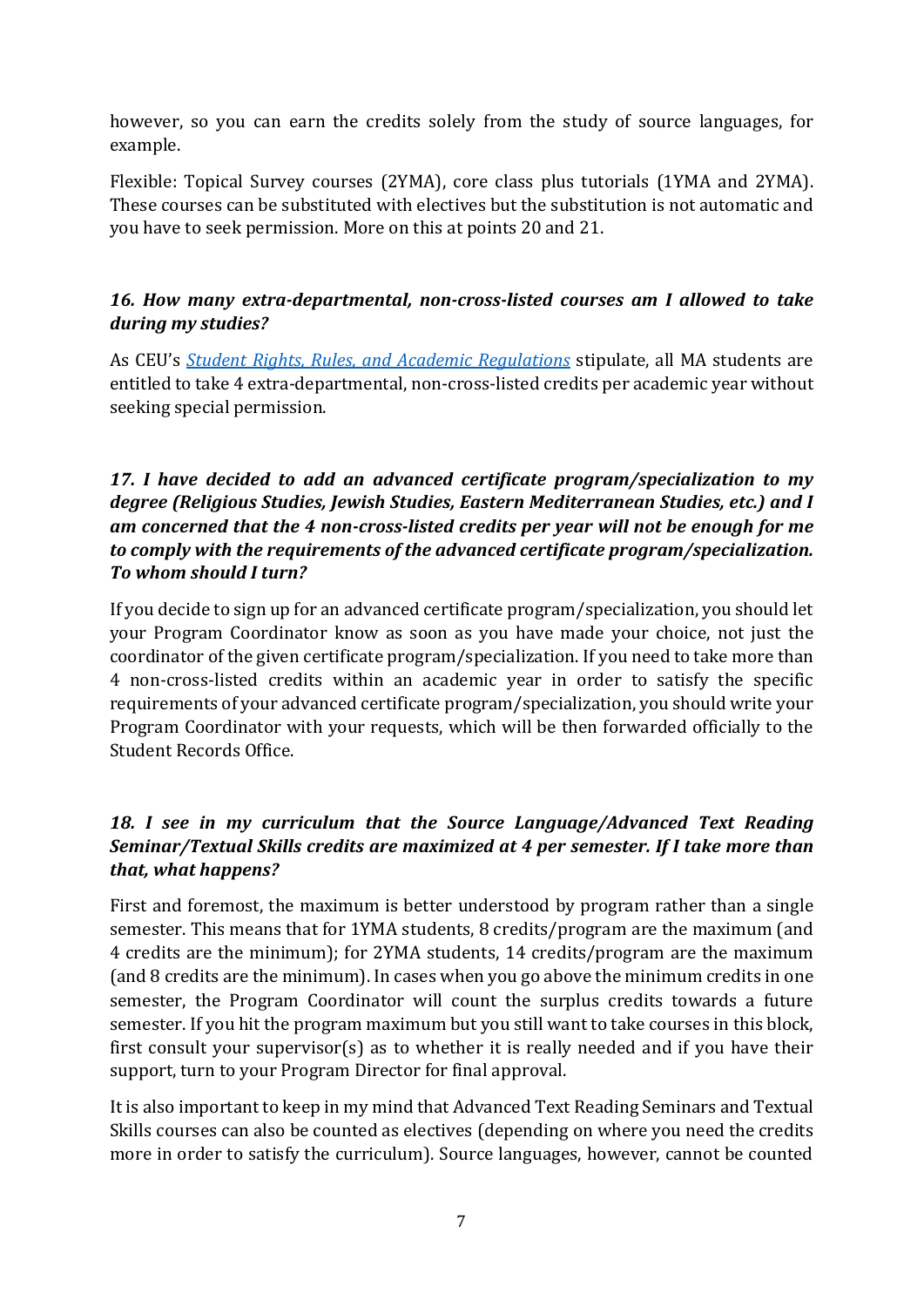however, so you can earn the credits solely from the study of source languages, for example.

Flexible: Topical Survey courses (2YMA), core class plus tutorials (1YMA and 2YMA). These courses can be substituted with electives but the substitution is not automatic and you have to seek permission. More on this at points 20 and 21.

***16. How many extra-departmental, non-cross-listed courses am I allowed to take during my studies?***

As CEU's [*Student Rights, Rules, and Academic Regulations*]() stipulate, all MA students are entitled to take 4 extra-departmental, non-cross-listed credits per academic year without seeking special permission.

***17. I have decided to add an advanced certificate program/specialization to my degree (Religious Studies, Jewish Studies, Eastern Mediterranean Studies, etc.) and I am concerned that the 4 non-cross-listed credits per year will not be enough for me to comply with the requirements of the advanced certificate program/specialization. To whom should I turn?***

If you decide to sign up for an advanced certificate program/specialization, you should let your Program Coordinator know as soon as you have made your choice, not just the coordinator of the given certificate program/specialization. If you need to take more than 4 non-cross-listed credits within an academic year in order to satisfy the specific requirements of your advanced certificate program/specialization, you should write your Program Coordinator with your requests, which will be then forwarded officially to the Student Records Office.

***18. I see in my curriculum that the Source Language/Advanced Text Reading Seminar/Textual Skills credits are maximized at 4 per semester. If I take more than that, what happens?***

First and foremost, the maximum is better understood by program rather than a single semester. This means that for 1YMA students, 8 credits/program are the maximum (and 4 credits are the minimum); for 2YMA students, 14 credits/program are the maximum (and 8 credits are the minimum). In cases when you go above the minimum credits in one semester, the Program Coordinator will count the surplus credits towards a future semester. If you hit the program maximum but you still want to take courses in this block, first consult your supervisor(s) as to whether it is really needed and if you have their support, turn to your Program Director for final approval.

It is also important to keep in my mind that Advanced Text Reading Seminars and Textual Skills courses can also be counted as electives (depending on where you need the credits more in order to satisfy the curriculum). Source languages, however, cannot be counted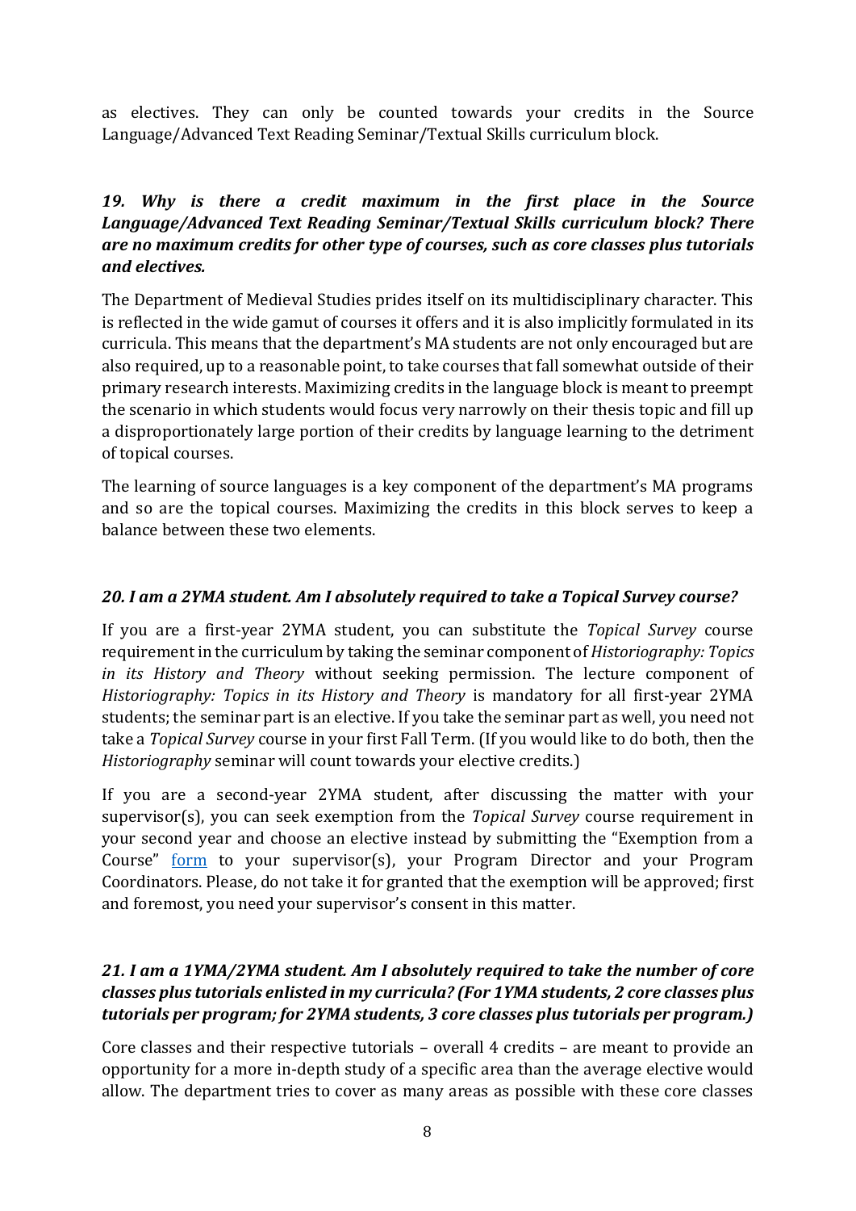as electives. They can only be counted towards your credits in the Source Language/Advanced Text Reading Seminar/Textual Skills curriculum block.

### *19. Why is there a credit maximum in the first place in the Source Language/Advanced Text Reading Seminar/Textual Skills curriculum block? There are no maximum credits for other type of courses, such as core classes plus tutorials and electives.*

The Department of Medieval Studies prides itself on its multidisciplinary character. This is reflected in the wide gamut of courses it offers and it is also implicitly formulated in its curricula. This means that the department's MA students are not only encouraged but are also required, up to a reasonable point, to take courses that fall somewhat outside of their primary research interests. Maximizing credits in the language block is meant to preempt the scenario in which students would focus very narrowly on their thesis topic and fill up a disproportionately large portion of their credits by language learning to the detriment of topical courses.

The learning of source languages is a key component of the department's MA programs and so are the topical courses. Maximizing the credits in this block serves to keep a balance between these two elements.

### *20. I am a 2YMA student. Am I absolutely required to take a Topical Survey course?*

If you are a first-year 2YMA student, you can substitute the *Topical Survey* course requirement in the curriculum by taking the seminar component of *Historiography: Topics in its History and Theory* without seeking permission. The lecture component of *Historiography: Topics in its History and Theory* is mandatory for all first-year 2YMA students; the seminar part is an elective. If you take the seminar part as well, you need not take a *Topical Survey* course in your first Fall Term. (If you would like to do both, then the *Historiography* seminar will count towards your elective credits.)

If you are a second-year 2YMA student, after discussing the matter with your supervisor(s), you can seek exemption from the *Topical Survey* course requirement in your second year and choose an elective instead by submitting the "Exemption from a Course" form to your supervisor(s), your Program Director and your Program Coordinators. Please, do not take it for granted that the exemption will be approved; first and foremost, you need your supervisor's consent in this matter.

### *21. I am a 1YMA/2YMA student. Am I absolutely required to take the number of core classes plus tutorials enlisted in my curricula? (For 1YMA students, 2 core classes plus tutorials per program; for 2YMA students, 3 core classes plus tutorials per program.)*

Core classes and their respective tutorials – overall 4 credits – are meant to provide an opportunity for a more in-depth study of a specific area than the average elective would allow. The department tries to cover as many areas as possible with these core classes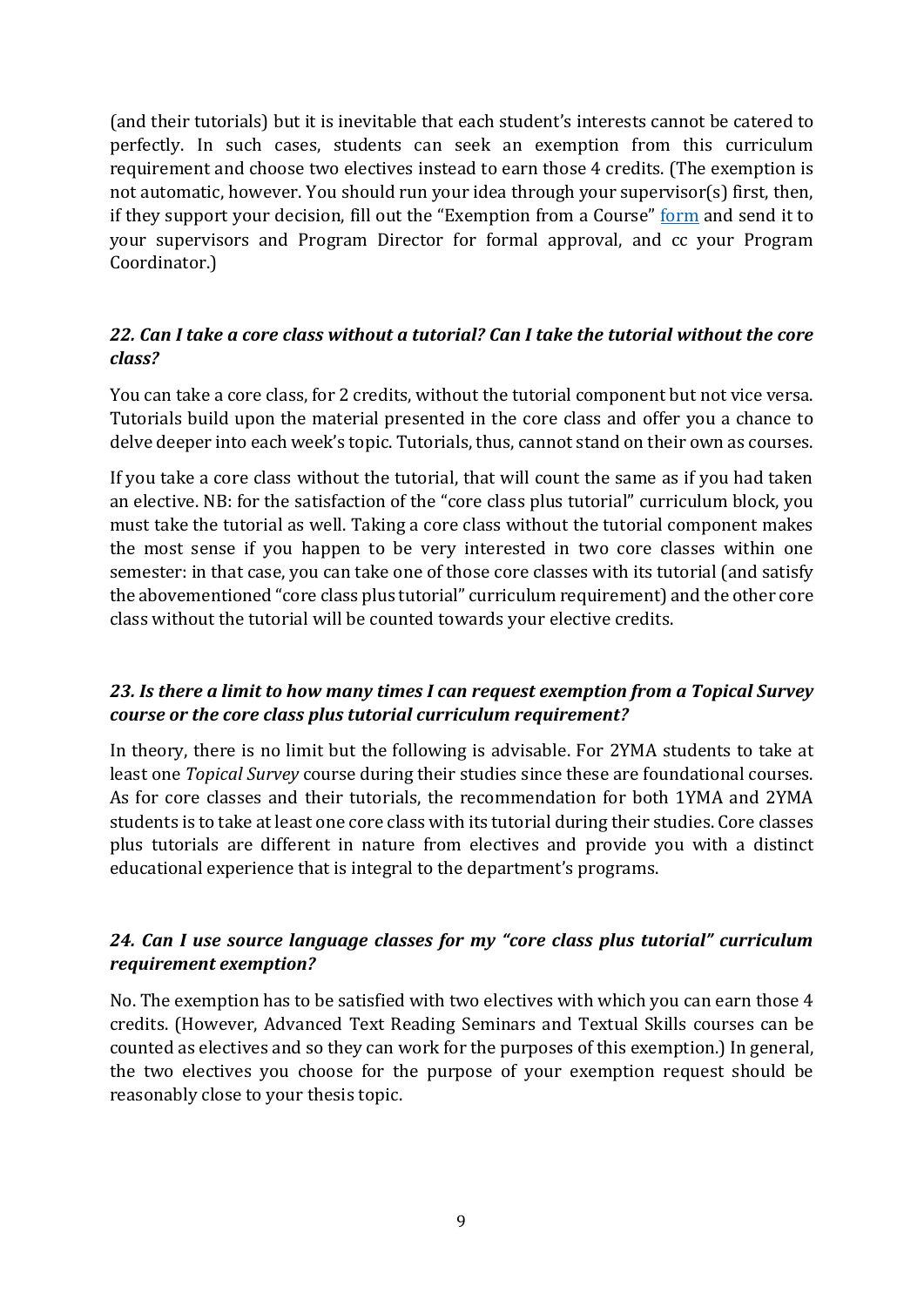(and their tutorials) but it is inevitable that each student's interests cannot be catered to perfectly. In such cases, students can seek an exemption from this curriculum requirement and choose two electives instead to earn those 4 credits. (The exemption is not automatic, however. You should run your idea through your supervisor(s) first, then, if they support your decision, fill out the "Exemption from a Course" form and send it to your supervisors and Program Director for formal approval, and cc your Program Coordinator.)

### *22. Can I take a core class without a tutorial? Can I take the tutorial without the core class?*

You can take a core class, for 2 credits, without the tutorial component but not vice versa. Tutorials build upon the material presented in the core class and offer you a chance to delve deeper into each week's topic. Tutorials, thus, cannot stand on their own as courses.

If you take a core class without the tutorial, that will count the same as if you had taken an elective. NB: for the satisfaction of the "core class plus tutorial" curriculum block, you must take the tutorial as well. Taking a core class without the tutorial component makes the most sense if you happen to be very interested in two core classes within one semester: in that case, you can take one of those core classes with its tutorial (and satisfy the abovementioned "core class plus tutorial" curriculum requirement) and the other core class without the tutorial will be counted towards your elective credits.

### *23. Is there a limit to how many times I can request exemption from a Topical Survey course or the core class plus tutorial curriculum requirement?*

In theory, there is no limit but the following is advisable. For 2YMA students to take at least one *Topical Survey* course during their studies since these are foundational courses. As for core classes and their tutorials, the recommendation for both 1YMA and 2YMA students is to take at least one core class with its tutorial during their studies. Core classes plus tutorials are different in nature from electives and provide you with a distinct educational experience that is integral to the department's programs.

### *24. Can I use source language classes for my "core class plus tutorial" curriculum requirement exemption?*

No. The exemption has to be satisfied with two electives with which you can earn those 4 credits. (However, Advanced Text Reading Seminars and Textual Skills courses can be counted as electives and so they can work for the purposes of this exemption.) In general, the two electives you choose for the purpose of your exemption request should be reasonably close to your thesis topic.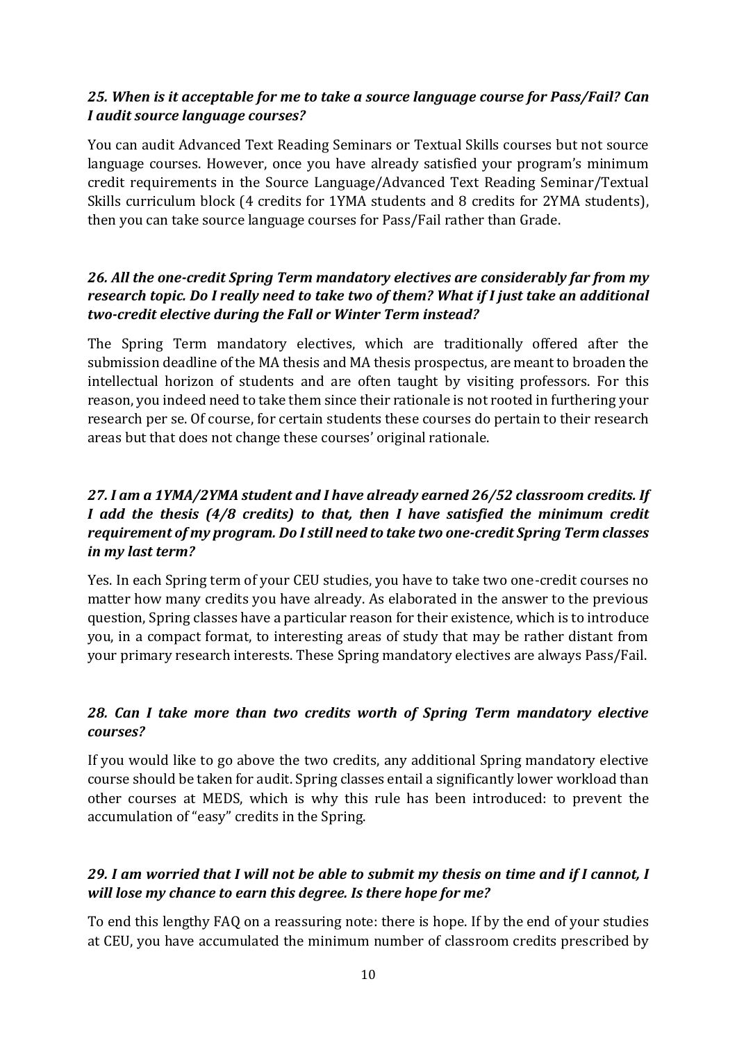*25. When is it acceptable for me to take a source language course for Pass/Fail? Can I audit source language courses?*

You can audit Advanced Text Reading Seminars or Textual Skills courses but not source language courses. However, once you have already satisfied your program's minimum credit requirements in the Source Language/Advanced Text Reading Seminar/Textual Skills curriculum block (4 credits for 1YMA students and 8 credits for 2YMA students), then you can take source language courses for Pass/Fail rather than Grade.

*26. All the one-credit Spring Term mandatory electives are considerably far from my research topic. Do I really need to take two of them? What if I just take an additional two-credit elective during the Fall or Winter Term instead?*

The Spring Term mandatory electives, which are traditionally offered after the submission deadline of the MA thesis and MA thesis prospectus, are meant to broaden the intellectual horizon of students and are often taught by visiting professors. For this reason, you indeed need to take them since their rationale is not rooted in furthering your research per se. Of course, for certain students these courses do pertain to their research areas but that does not change these courses' original rationale.

*27. I am a 1YMA/2YMA student and I have already earned 26/52 classroom credits. If I add the thesis (4/8 credits) to that, then I have satisfied the minimum credit requirement of my program. Do I still need to take two one-credit Spring Term classes in my last term?*

Yes. In each Spring term of your CEU studies, you have to take two one-credit courses no matter how many credits you have already. As elaborated in the answer to the previous question, Spring classes have a particular reason for their existence, which is to introduce you, in a compact format, to interesting areas of study that may be rather distant from your primary research interests. These Spring mandatory electives are always Pass/Fail.

*28. Can I take more than two credits worth of Spring Term mandatory elective courses?*

If you would like to go above the two credits, any additional Spring mandatory elective course should be taken for audit. Spring classes entail a significantly lower workload than other courses at MEDS, which is why this rule has been introduced: to prevent the accumulation of "easy" credits in the Spring.

*29. I am worried that I will not be able to submit my thesis on time and if I cannot, I will lose my chance to earn this degree. Is there hope for me?*

To end this lengthy FAQ on a reassuring note: there is hope. If by the end of your studies at CEU, you have accumulated the minimum number of classroom credits prescribed by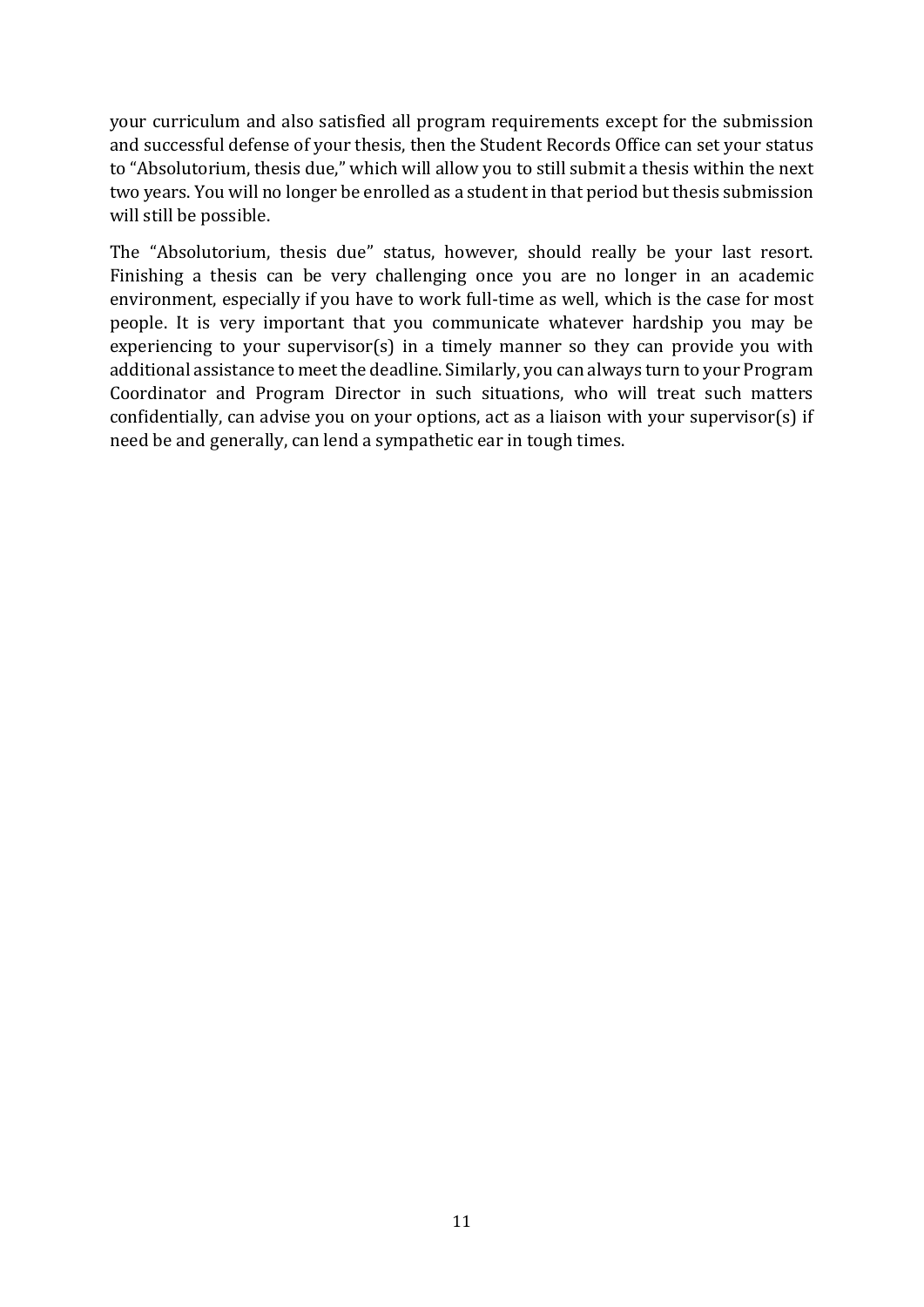your curriculum and also satisfied all program requirements except for the submission and successful defense of your thesis, then the Student Records Office can set your status to "Absolutorium, thesis due," which will allow you to still submit a thesis within the next two years. You will no longer be enrolled as a student in that period but thesis submission will still be possible.

The "Absolutorium, thesis due" status, however, should really be your last resort. Finishing a thesis can be very challenging once you are no longer in an academic environment, especially if you have to work full-time as well, which is the case for most people. It is very important that you communicate whatever hardship you may be experiencing to your supervisor(s) in a timely manner so they can provide you with additional assistance to meet the deadline. Similarly, you can always turn to your Program Coordinator and Program Director in such situations, who will treat such matters confidentially, can advise you on your options, act as a liaison with your supervisor(s) if need be and generally, can lend a sympathetic ear in tough times.